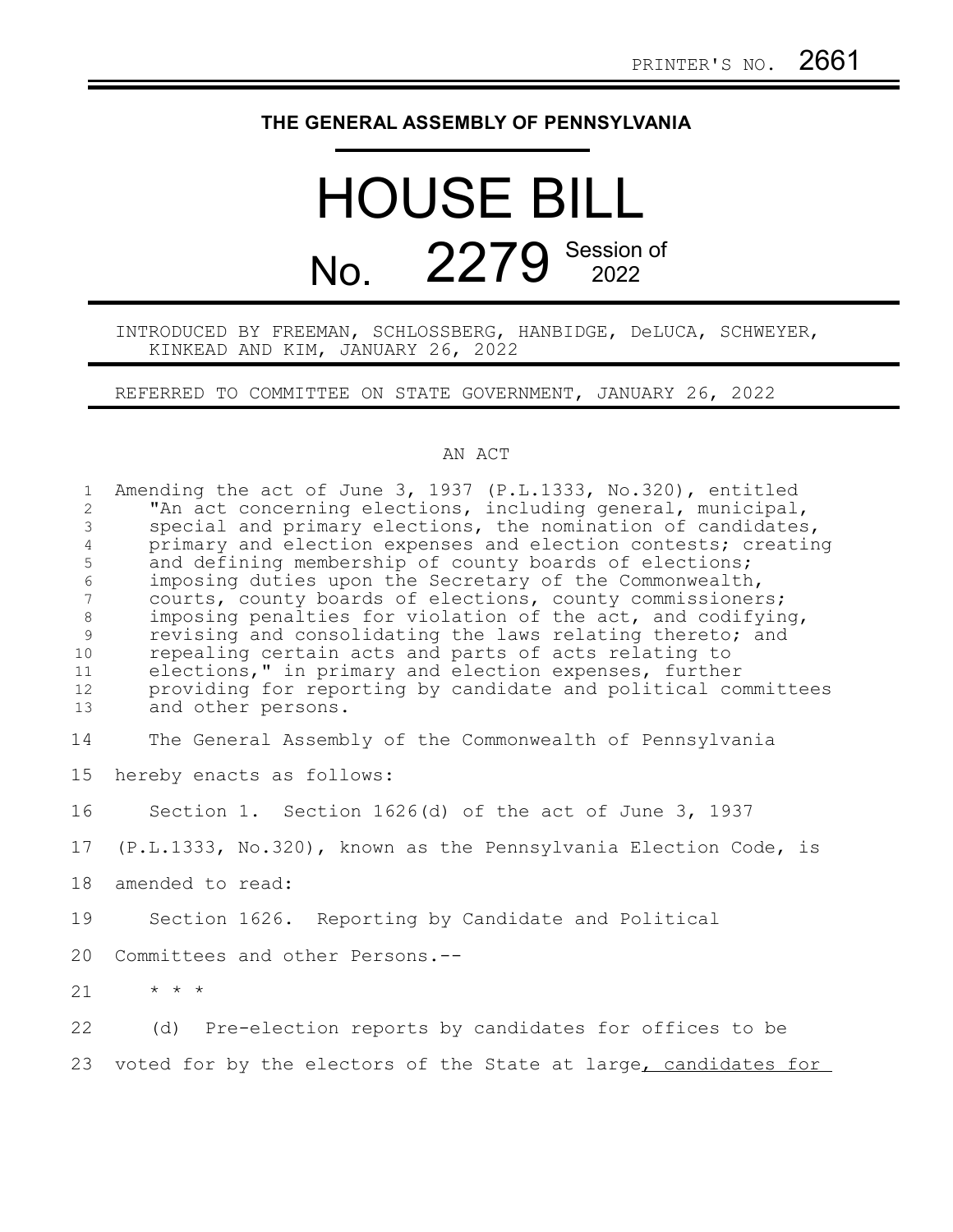PRINTER'S NO. 2661

# THE GENERAL ASSEMBLY OF PENNSYLVANIA

# HOUSE BILL

# No. 2279 Session of 2022

INTRODUCED BY FREEMAN, SCHLOSSBERG, HANBIDGE, DeLUCA, SCHWEYER, KINKEAD AND KIM, JANUARY 26, 2022

REFERRED TO COMMITTEE ON STATE GOVERNMENT, JANUARY 26, 2022

## AN ACT

Amending the act of June 3, 1937 (P.L.1333, No.320), entitled "An act concerning elections, including general, municipal, special and primary elections, the nomination of candidates, primary and election expenses and election contests; creating and defining membership of county boards of elections; imposing duties upon the Secretary of the Commonwealth, courts, county boards of elections, county commissioners; imposing penalties for violation of the act, and codifying, revising and consolidating the laws relating thereto; and repealing certain acts and parts of acts relating to elections," in primary and election expenses, further providing for reporting by candidate and political committees and other persons.

The General Assembly of the Commonwealth of Pennsylvania hereby enacts as follows:

Section 1. Section 1626(d) of the act of June 3, 1937 (P.L.1333, No.320), known as the Pennsylvania Election Code, is amended to read:

Section 1626. Reporting by Candidate and Political Committees and other Persons.--

\* \* \*

(d) Pre-election reports by candidates for offices to be voted for by the electors of the State at large<u>, candidates for</u>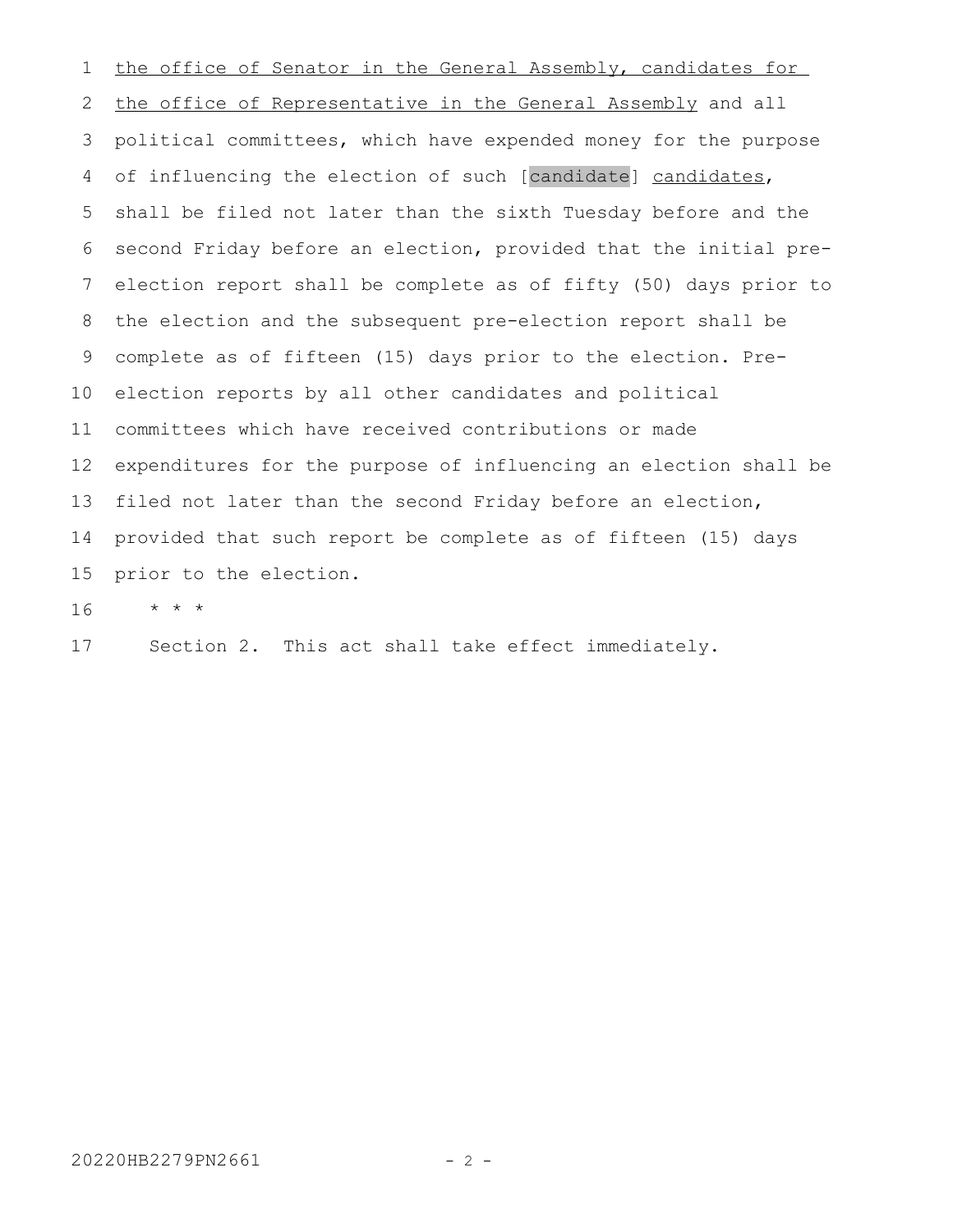the office of Senator in the General Assembly, candidates for the office of Representative in the General Assembly and all political committees, which have expended money for the purpose of influencing the election of such [candidate] candidates, shall be filed not later than the sixth Tuesday before and the second Friday before an election, provided that the initial pre-election report shall be complete as of fifty (50) days prior to the election and the subsequent pre-election report shall be complete as of fifteen (15) days prior to the election. Pre-election reports by all other candidates and political committees which have received contributions or made expenditures for the purpose of influencing an election shall be filed not later than the second Friday before an election, provided that such report be complete as of fifteen (15) days prior to the election.

* * *

Section 2. This act shall take effect immediately.